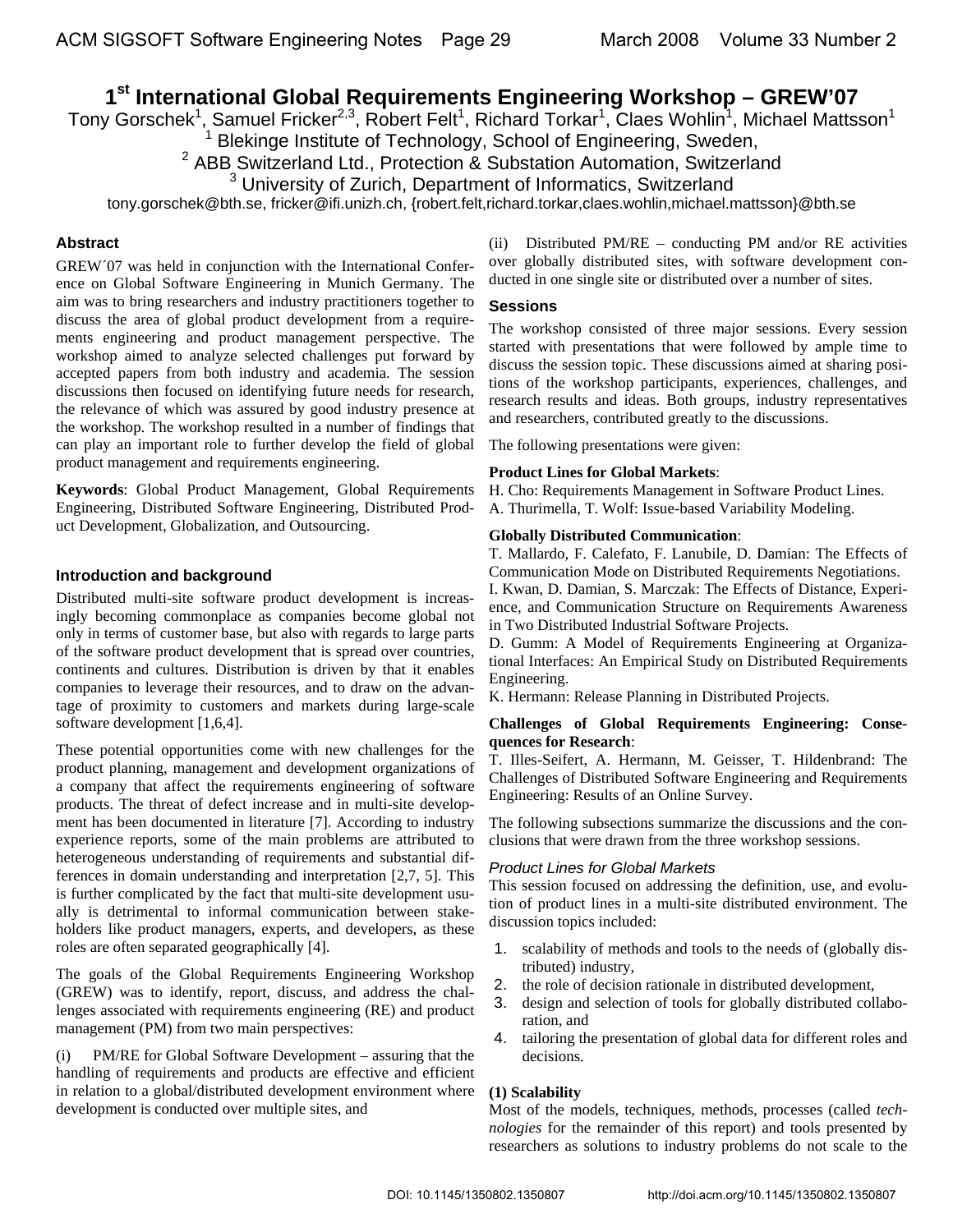# 1st International Global Requirements Engineering Workshop – GREW'07

Tony Gorschek[1], Samuel Fricker[2,3], Robert Felt[1], Richard Torkar[1], Claes Wohlin[1], Michael Mattsson[1]

[1] Blekinge Institute of Technology, School of Engineering, Sweden,

[2] ABB Switzerland Ltd., Protection & Substation Automation, Switzerland

[3] University of Zurich, Department of Informatics, Switzerland

tony.gorschek@bth.se, fricker@ifi.unizh.ch, {robert.felt,richard.torkar,claes.wohlin,michael.mattsson}@bth.se

### Abstract

GREW´07 was held in conjunction with the International Conference on Global Software Engineering in Munich Germany. The aim was to bring researchers and industry practitioners together to discuss the area of global product development from a requirements engineering and product management perspective. The workshop aimed to analyze selected challenges put forward by accepted papers from both industry and academia. The session discussions then focused on identifying future needs for research, the relevance of which was assured by good industry presence at the workshop. The workshop resulted in a number of findings that can play an important role to further develop the field of global product management and requirements engineering.

**Keywords**: Global Product Management, Global Requirements Engineering, Distributed Software Engineering, Distributed Product Development, Globalization, and Outsourcing.

### Introduction and background

Distributed multi-site software product development is increasingly becoming commonplace as companies become global not only in terms of customer base, but also with regards to large parts of the software product development that is spread over countries, continents and cultures. Distribution is driven by that it enables companies to leverage their resources, and to draw on the advantage of proximity to customers and markets during large-scale software development [1,6,4].

These potential opportunities come with new challenges for the product planning, management and development organizations of a company that affect the requirements engineering of software products. The threat of defect increase and in multi-site development has been documented in literature [7]. According to industry experience reports, some of the main problems are attributed to heterogeneous understanding of requirements and substantial differences in domain understanding and interpretation [2,7, 5]. This is further complicated by the fact that multi-site development usually is detrimental to informal communication between stakeholders like product managers, experts, and developers, as these roles are often separated geographically [4].

The goals of the Global Requirements Engineering Workshop (GREW) was to identify, report, discuss, and address the challenges associated with requirements engineering (RE) and product management (PM) from two main perspectives:

(i) PM/RE for Global Software Development – assuring that the handling of requirements and products are effective and efficient in relation to a global/distributed development environment where development is conducted over multiple sites, and

(ii) Distributed PM/RE – conducting PM and/or RE activities over globally distributed sites, with software development conducted in one single site or distributed over a number of sites.

### Sessions

The workshop consisted of three major sessions. Every session started with presentations that were followed by ample time to discuss the session topic. These discussions aimed at sharing positions of the workshop participants, experiences, challenges, and research results and ideas. Both groups, industry representatives and researchers, contributed greatly to the discussions.

The following presentations were given:

**Product Lines for Global Markets**:

H. Cho: Requirements Management in Software Product Lines.

A. Thurimella, T. Wolf: Issue-based Variability Modeling.

**Globally Distributed Communication**:

T. Mallardo, F. Calefato, F. Lanubile, D. Damian: The Effects of Communication Mode on Distributed Requirements Negotiations.

I. Kwan, D. Damian, S. Marczak: The Effects of Distance, Experience, and Communication Structure on Requirements Awareness in Two Distributed Industrial Software Projects.

D. Gumm: A Model of Requirements Engineering at Organizational Interfaces: An Empirical Study on Distributed Requirements Engineering.

K. Hermann: Release Planning in Distributed Projects.

**Challenges of Global Requirements Engineering: Consequences for Research**:

T. Illes-Seifert, A. Hermann, M. Geisser, T. Hildenbrand: The Challenges of Distributed Software Engineering and Requirements Engineering: Results of an Online Survey.

The following subsections summarize the discussions and the conclusions that were drawn from the three workshop sessions.

#### *Product Lines for Global Markets*

This session focused on addressing the definition, use, and evolution of product lines in a multi-site distributed environment. The discussion topics included:

1. scalability of methods and tools to the needs of (globally distributed) industry,
2. the role of decision rationale in distributed development,
3. design and selection of tools for globally distributed collaboration, and
4. tailoring the presentation of global data for different roles and decisions.

**(1) Scalability**

Most of the models, techniques, methods, processes (called *technologies* for the remainder of this report) and tools presented by researchers as solutions to industry problems do not scale to the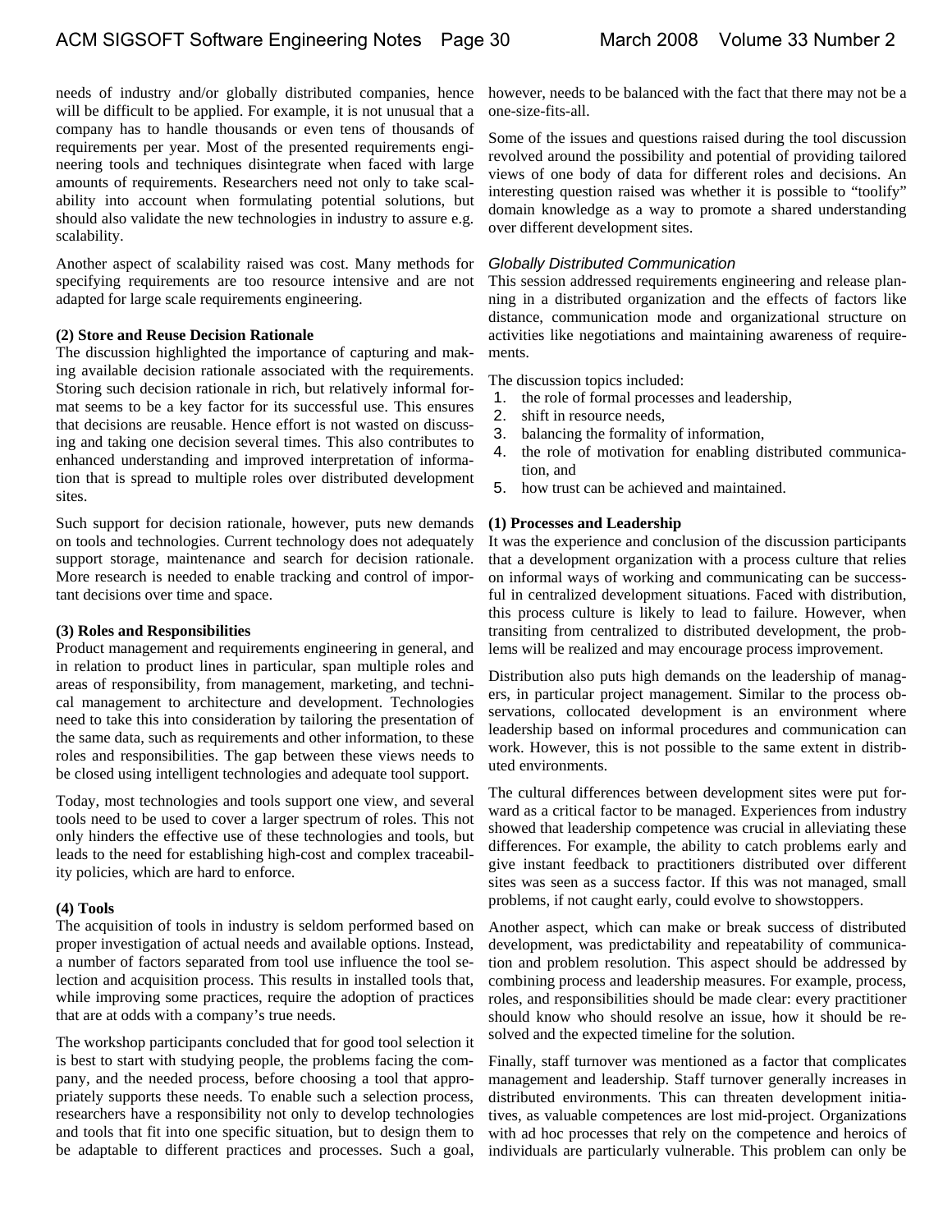needs of industry and/or globally distributed companies, hence will be difficult to be applied. For example, it is not unusual that a company has to handle thousands or even tens of thousands of requirements per year. Most of the presented requirements engineering tools and techniques disintegrate when faced with large amounts of requirements. Researchers need not only to take scalability into account when formulating potential solutions, but should also validate the new technologies in industry to assure e.g. scalability.

Another aspect of scalability raised was cost. Many methods for specifying requirements are too resource intensive and are not adapted for large scale requirements engineering.

**(2) Store and Reuse Decision Rationale**

The discussion highlighted the importance of capturing and making available decision rationale associated with the requirements. Storing such decision rationale in rich, but relatively informal format seems to be a key factor for its successful use. This ensures that decisions are reusable. Hence effort is not wasted on discussing and taking one decision several times. This also contributes to enhanced understanding and improved interpretation of information that is spread to multiple roles over distributed development sites.

Such support for decision rationale, however, puts new demands on tools and technologies. Current technology does not adequately support storage, maintenance and search for decision rationale. More research is needed to enable tracking and control of important decisions over time and space.

**(3) Roles and Responsibilities**

Product management and requirements engineering in general, and in relation to product lines in particular, span multiple roles and areas of responsibility, from management, marketing, and technical management to architecture and development. Technologies need to take this into consideration by tailoring the presentation of the same data, such as requirements and other information, to these roles and responsibilities. The gap between these views needs to be closed using intelligent technologies and adequate tool support.

Today, most technologies and tools support one view, and several tools need to be used to cover a larger spectrum of roles. This not only hinders the effective use of these technologies and tools, but leads to the need for establishing high-cost and complex traceability policies, which are hard to enforce.

**(4) Tools**

The acquisition of tools in industry is seldom performed based on proper investigation of actual needs and available options. Instead, a number of factors separated from tool use influence the tool selection and acquisition process. This results in installed tools that, while improving some practices, require the adoption of practices that are at odds with a company's true needs.

The workshop participants concluded that for good tool selection it is best to start with studying people, the problems facing the company, and the needed process, before choosing a tool that appropriately supports these needs. To enable such a selection process, researchers have a responsibility not only to develop technologies and tools that fit into one specific situation, but to design them to be adaptable to different practices and processes. Such a goal, however, needs to be balanced with the fact that there may not be a one-size-fits-all.

Some of the issues and questions raised during the tool discussion revolved around the possibility and potential of providing tailored views of one body of data for different roles and decisions. An interesting question raised was whether it is possible to "toolify" domain knowledge as a way to promote a shared understanding over different development sites.

### *Globally Distributed Communication*

This session addressed requirements engineering and release planning in a distributed organization and the effects of factors like distance, communication mode and organizational structure on activities like negotiations and maintaining awareness of requirements.

The discussion topics included:

1. the role of formal processes and leadership,
2. shift in resource needs,
3. balancing the formality of information,
4. the role of motivation for enabling distributed communication, and
5. how trust can be achieved and maintained.

**(1) Processes and Leadership**

It was the experience and conclusion of the discussion participants that a development organization with a process culture that relies on informal ways of working and communicating can be successful in centralized development situations. Faced with distribution, this process culture is likely to lead to failure. However, when transiting from centralized to distributed development, the problems will be realized and may encourage process improvement.

Distribution also puts high demands on the leadership of managers, in particular project management. Similar to the process observations, collocated development is an environment where leadership based on informal procedures and communication can work. However, this is not possible to the same extent in distributed environments.

The cultural differences between development sites were put forward as a critical factor to be managed. Experiences from industry showed that leadership competence was crucial in alleviating these differences. For example, the ability to catch problems early and give instant feedback to practitioners distributed over different sites was seen as a success factor. If this was not managed, small problems, if not caught early, could evolve to showstoppers.

Another aspect, which can make or break success of distributed development, was predictability and repeatability of communication and problem resolution. This aspect should be addressed by combining process and leadership measures. For example, process, roles, and responsibilities should be made clear: every practitioner should know who should resolve an issue, how it should be resolved and the expected timeline for the solution.

Finally, staff turnover was mentioned as a factor that complicates management and leadership. Staff turnover generally increases in distributed environments. This can threaten development initiatives, as valuable competences are lost mid-project. Organizations with ad hoc processes that rely on the competence and heroics of individuals are particularly vulnerable. This problem can only be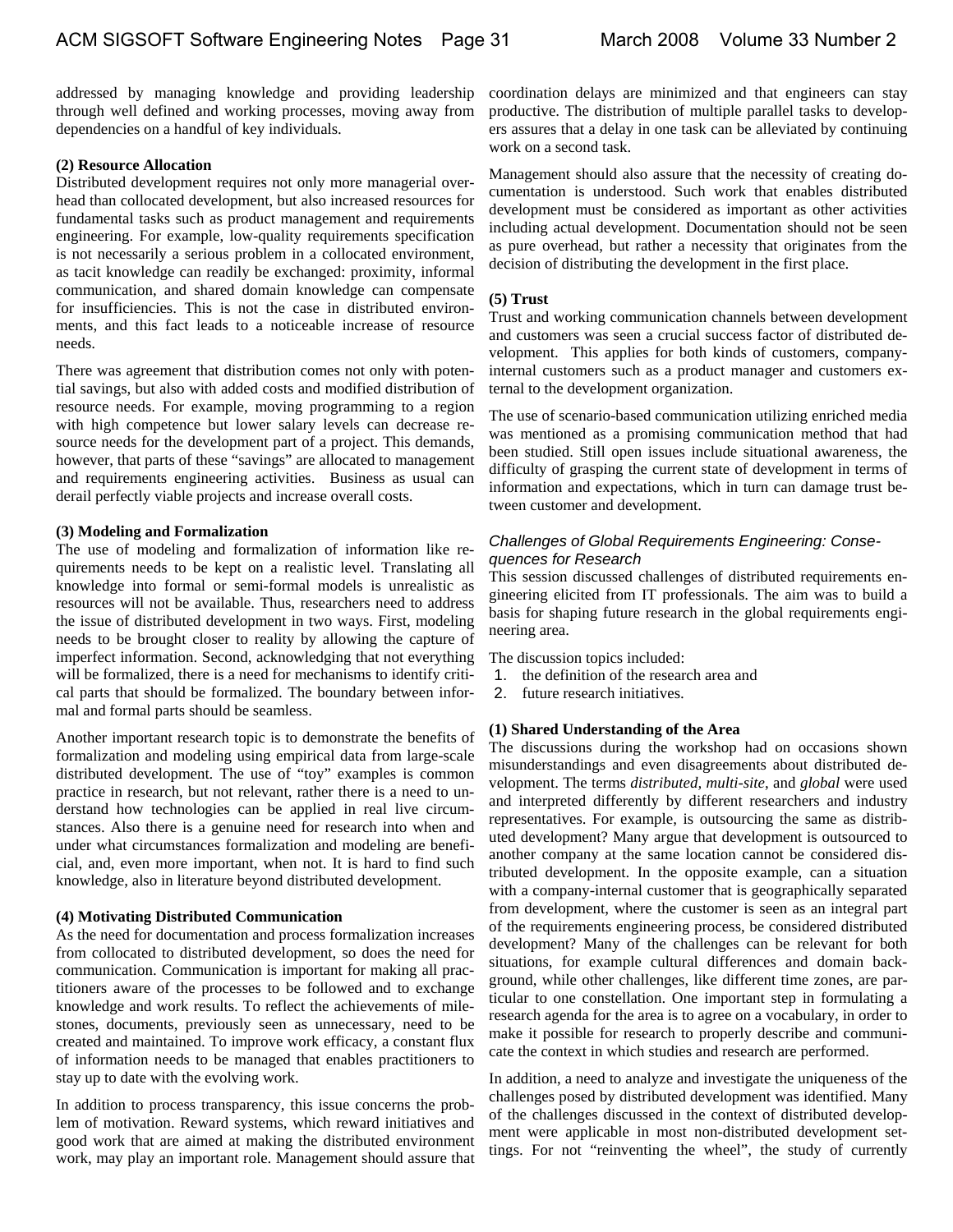addressed by managing knowledge and providing leadership through well defined and working processes, moving away from dependencies on a handful of key individuals.

**(2) Resource Allocation**

Distributed development requires not only more managerial overhead than collocated development, but also increased resources for fundamental tasks such as product management and requirements engineering. For example, low-quality requirements specification is not necessarily a serious problem in a collocated environment, as tacit knowledge can readily be exchanged: proximity, informal communication, and shared domain knowledge can compensate for insufficiencies. This is not the case in distributed environments, and this fact leads to a noticeable increase of resource needs.

There was agreement that distribution comes not only with potential savings, but also with added costs and modified distribution of resource needs. For example, moving programming to a region with high competence but lower salary levels can decrease resource needs for the development part of a project. This demands, however, that parts of these "savings" are allocated to management and requirements engineering activities. Business as usual can derail perfectly viable projects and increase overall costs.

**(3) Modeling and Formalization**

The use of modeling and formalization of information like requirements needs to be kept on a realistic level. Translating all knowledge into formal or semi-formal models is unrealistic as resources will not be available. Thus, researchers need to address the issue of distributed development in two ways. First, modeling needs to be brought closer to reality by allowing the capture of imperfect information. Second, acknowledging that not everything will be formalized, there is a need for mechanisms to identify critical parts that should be formalized. The boundary between informal and formal parts should be seamless.

Another important research topic is to demonstrate the benefits of formalization and modeling using empirical data from large-scale distributed development. The use of "toy" examples is common practice in research, but not relevant, rather there is a need to understand how technologies can be applied in real live circumstances. Also there is a genuine need for research into when and under what circumstances formalization and modeling are beneficial, and, even more important, when not. It is hard to find such knowledge, also in literature beyond distributed development.

**(4) Motivating Distributed Communication**

As the need for documentation and process formalization increases from collocated to distributed development, so does the need for communication. Communication is important for making all practitioners aware of the processes to be followed and to exchange knowledge and work results. To reflect the achievements of milestones, documents, previously seen as unnecessary, need to be created and maintained. To improve work efficacy, a constant flux of information needs to be managed that enables practitioners to stay up to date with the evolving work.

In addition to process transparency, this issue concerns the problem of motivation. Reward systems, which reward initiatives and good work that are aimed at making the distributed environment work, may play an important role. Management should assure that coordination delays are minimized and that engineers can stay productive. The distribution of multiple parallel tasks to developers assures that a delay in one task can be alleviated by continuing work on a second task.

Management should also assure that the necessity of creating documentation is understood. Such work that enables distributed development must be considered as important as other activities including actual development. Documentation should not be seen as pure overhead, but rather a necessity that originates from the decision of distributing the development in the first place.

**(5) Trust**

Trust and working communication channels between development and customers was seen a crucial success factor of distributed development. This applies for both kinds of customers, company-internal customers such as a product manager and customers external to the development organization.

The use of scenario-based communication utilizing enriched media was mentioned as a promising communication method that had been studied. Still open issues include situational awareness, the difficulty of grasping the current state of development in terms of information and expectations, which in turn can damage trust between customer and development.

### *Challenges of Global Requirements Engineering: Consequences for Research*

This session discussed challenges of distributed requirements engineering elicited from IT professionals. The aim was to build a basis for shaping future research in the global requirements engineering area.

The discussion topics included:

1. the definition of the research area and
2. future research initiatives.

**(1) Shared Understanding of the Area**

The discussions during the workshop had on occasions shown misunderstandings and even disagreements about distributed development. The terms *distributed, multi-site*, and *global* were used and interpreted differently by different researchers and industry representatives. For example, is outsourcing the same as distributed development? Many argue that development is outsourced to another company at the same location cannot be considered distributed development. In the opposite example, can a situation with a company-internal customer that is geographically separated from development, where the customer is seen as an integral part of the requirements engineering process, be considered distributed development? Many of the challenges can be relevant for both situations, for example cultural differences and domain background, while other challenges, like different time zones, are particular to one constellation. One important step in formulating a research agenda for the area is to agree on a vocabulary, in order to make it possible for research to properly describe and communicate the context in which studies and research are performed.

In addition, a need to analyze and investigate the uniqueness of the challenges posed by distributed development was identified. Many of the challenges discussed in the context of distributed development were applicable in most non-distributed development settings. For not "reinventing the wheel", the study of currently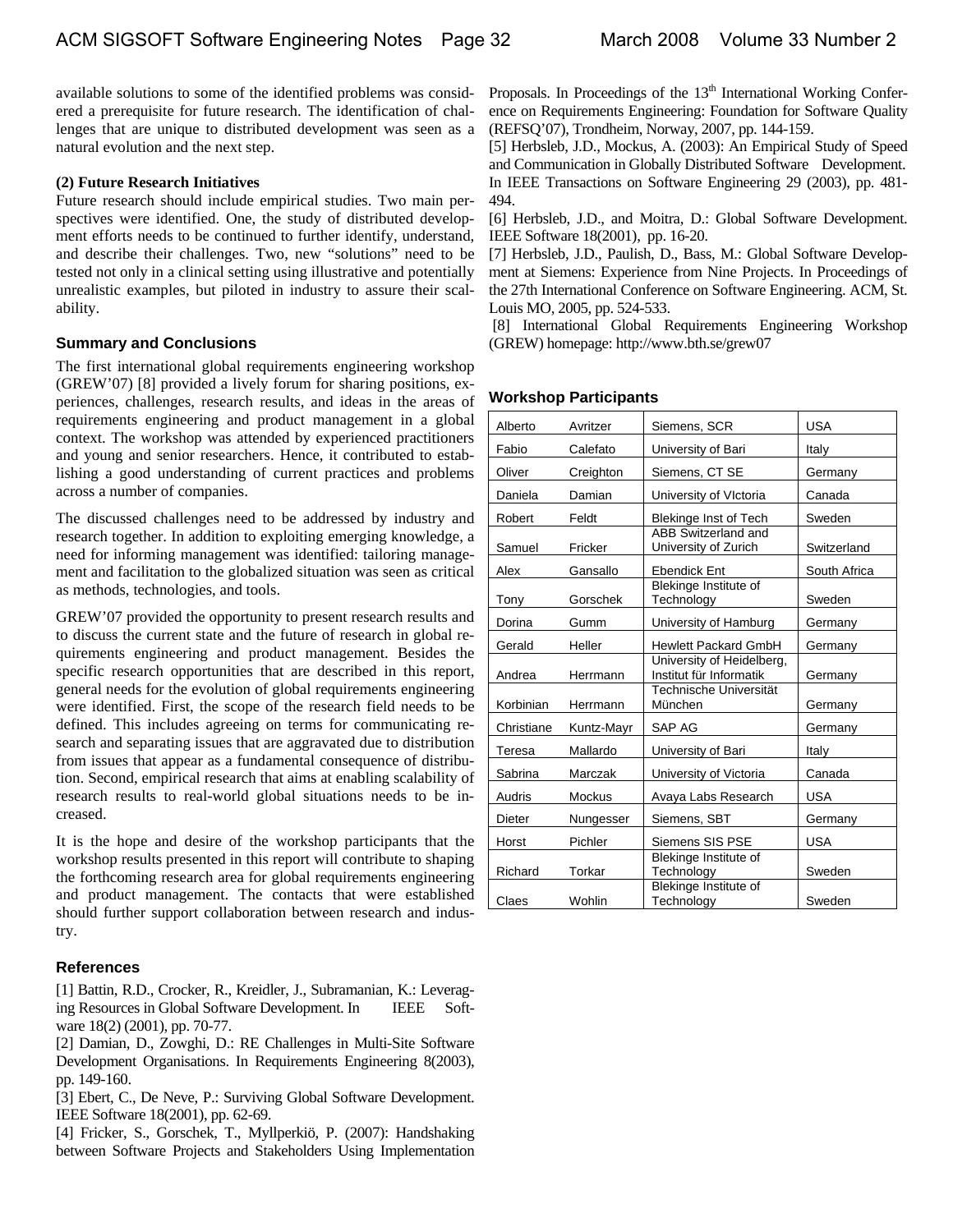available solutions to some of the identified problems was considered a prerequisite for future research. The identification of challenges that are unique to distributed development was seen as a natural evolution and the next step.

**(2) Future Research Initiatives**

Future research should include empirical studies. Two main perspectives were identified. One, the study of distributed development efforts needs to be continued to further identify, understand, and describe their challenges. Two, new "solutions" need to be tested not only in a clinical setting using illustrative and potentially unrealistic examples, but piloted in industry to assure their scalability.

### Summary and Conclusions

The first international global requirements engineering workshop (GREW'07) [8] provided a lively forum for sharing positions, experiences, challenges, research results, and ideas in the areas of requirements engineering and product management in a global context. The workshop was attended by experienced practitioners and young and senior researchers. Hence, it contributed to establishing a good understanding of current practices and problems across a number of companies.

The discussed challenges need to be addressed by industry and research together. In addition to exploiting emerging knowledge, a need for informing management was identified: tailoring management and facilitation to the globalized situation was seen as critical as methods, technologies, and tools.

GREW'07 provided the opportunity to present research results and to discuss the current state and the future of research in global requirements engineering and product management. Besides the specific research opportunities that are described in this report, general needs for the evolution of global requirements engineering were identified. First, the scope of the research field needs to be defined. This includes agreeing on terms for communicating research and separating issues that are aggravated due to distribution from issues that appear as a fundamental consequence of distribution. Second, empirical research that aims at enabling scalability of research results to real-world global situations needs to be increased.

It is the hope and desire of the workshop participants that the workshop results presented in this report will contribute to shaping the forthcoming research area for global requirements engineering and product management. The contacts that were established should further support collaboration between research and industry.

### References

[1] Battin, R.D., Crocker, R., Kreidler, J., Subramanian, K.: Leveraging Resources in Global Software Development. In IEEE Software 18(2) (2001), pp. 70-77.

[2] Damian, D., Zowghi, D.: RE Challenges in Multi-Site Software Development Organisations. In Requirements Engineering 8(2003), pp. 149-160.

[3] Ebert, C., De Neve, P.: Surviving Global Software Development. IEEE Software 18(2001), pp. 62-69.

[4] Fricker, S., Gorschek, T., Myllperkiö, P. (2007): Handshaking between Software Projects and Stakeholders Using Implementation Proposals. In Proceedings of the 13th International Working Conference on Requirements Engineering: Foundation for Software Quality (REFSQ'07), Trondheim, Norway, 2007, pp. 144-159.

[5] Herbsleb, J.D., Mockus, A. (2003): An Empirical Study of Speed and Communication in Globally Distributed Software Development. In IEEE Transactions on Software Engineering 29 (2003), pp. 481-494.

[6] Herbsleb, J.D., and Moitra, D.: Global Software Development. IEEE Software 18(2001), pp. 16-20.

[7] Herbsleb, J.D., Paulish, D., Bass, M.: Global Software Development at Siemens: Experience from Nine Projects. In Proceedings of the 27th International Conference on Software Engineering. ACM, St. Louis MO, 2005, pp. 524-533.

[8] International Global Requirements Engineering Workshop (GREW) homepage: http://www.bth.se/grew07

### Workshop Participants

| | | | |
|---|---|---|---|
| Alberto | Avritzer | Siemens, SCR | USA |
| Fabio | Calefato | University of Bari | Italy |
| Oliver | Creighton | Siemens, CT SE | Germany |
| Daniela | Damian | University of VIctoria | Canada |
| Robert | Feldt | Blekinge Inst of Tech | Sweden |
| Samuel | Fricker | ABB Switzerland and University of Zurich | Switzerland |
| Alex | Gansallo | Ebendick Ent | South Africa |
| Tony | Gorschek | Blekinge Institute of Technology | Sweden |
| Dorina | Gumm | University of Hamburg | Germany |
| Gerald | Heller | Hewlett Packard GmbH | Germany |
| Andrea | Herrmann | University of Heidelberg, Institut für Informatik | Germany |
| Korbinian | Herrmann | Technische Universität München | Germany |
| Christiane | Kuntz-Mayr | SAP AG | Germany |
| Teresa | Mallardo | University of Bari | Italy |
| Sabrina | Marczak | University of Victoria | Canada |
| Audris | Mockus | Avaya Labs Research | USA |
| Dieter | Nungesser | Siemens, SBT | Germany |
| Horst | Pichler | Siemens SIS PSE | USA |
| Richard | Torkar | Blekinge Institute of Technology | Sweden |
| Claes | Wohlin | Blekinge Institute of Technology | Sweden |